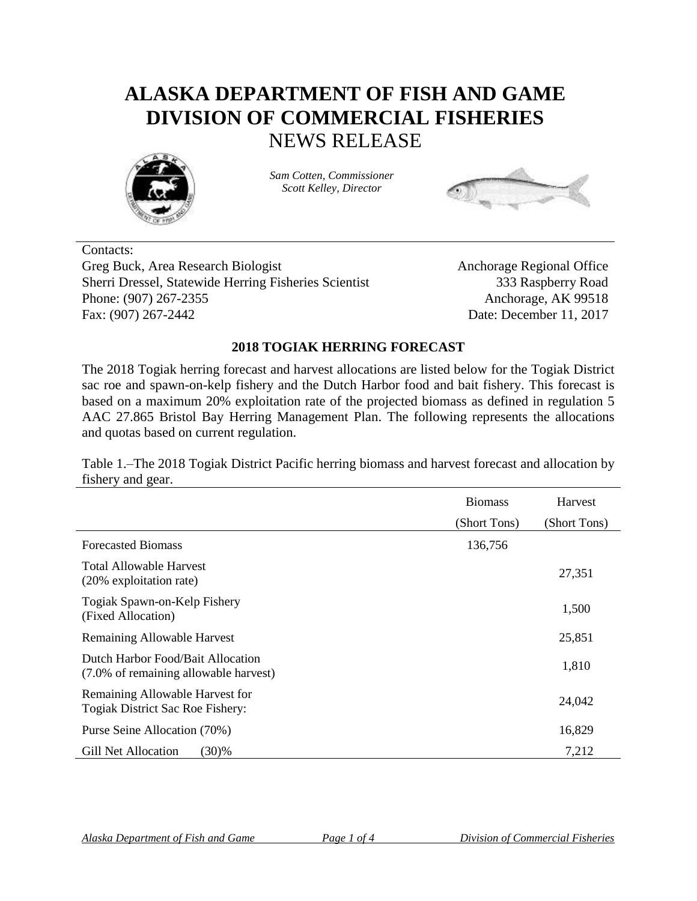# ALASKA DEPARTMENT OF FISH AND GAME
# DIVISION OF COMMERCIAL FISHERIES
## NEWS RELEASE

*Sam Cotten, Commissioner*
*Scott Kelley, Director*

Contacts:
Greg Buck, Area Research Biologist
Sherri Dressel, Statewide Herring Fisheries Scientist
Phone: (907) 267-2355
Fax: (907) 267-2442

Anchorage Regional Office
333 Raspberry Road
Anchorage, AK 99518
Date: December 11, 2017

### 2018 TOGIAK HERRING FORECAST

The 2018 Togiak herring forecast and harvest allocations are listed below for the Togiak District sac roe and spawn-on-kelp fishery and the Dutch Harbor food and bait fishery. This forecast is based on a maximum 20% exploitation rate of the projected biomass as defined in regulation 5 AAC 27.865 Bristol Bay Herring Management Plan. The following represents the allocations and quotas based on current regulation.

Table 1.–The 2018 Togiak District Pacific herring biomass and harvest forecast and allocation by fishery and gear.

| | Biomass (Short Tons) | Harvest (Short Tons) |
|---|---|---|
| Forecasted Biomass | 136,756 | |
| Total Allowable Harvest (20% exploitation rate) | | 27,351 |
| Togiak Spawn-on-Kelp Fishery (Fixed Allocation) | | 1,500 |
| Remaining Allowable Harvest | | 25,851 |
| Dutch Harbor Food/Bait Allocation (7.0% of remaining allowable harvest) | | 1,810 |
| Remaining Allowable Harvest for Togiak District Sac Roe Fishery: | | 24,042 |
| Purse Seine Allocation (70%) | | 16,829 |
| Gill Net Allocation (30)% | | 7,212 |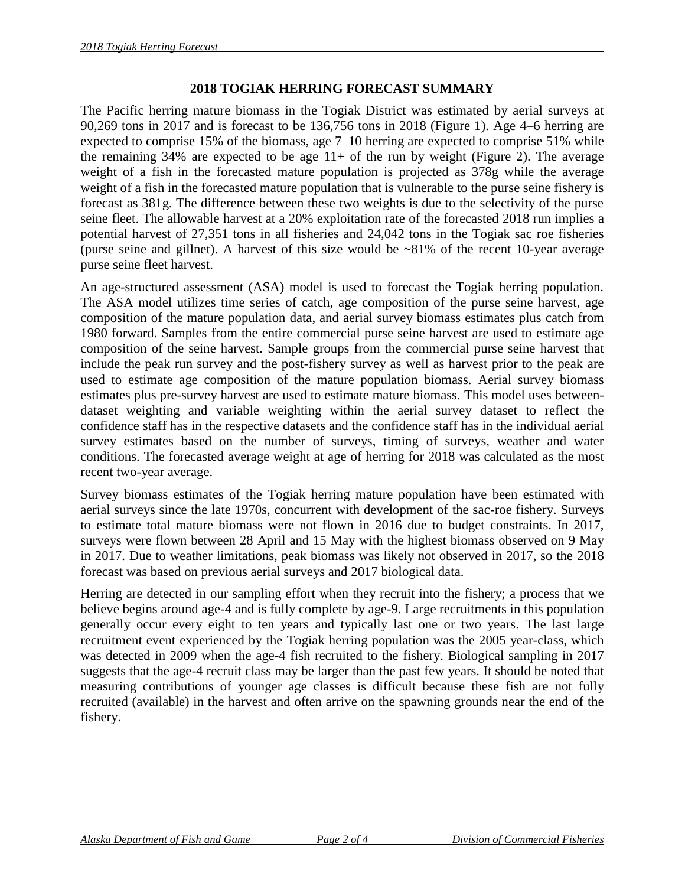## 2018 TOGIAK HERRING FORECAST SUMMARY

The Pacific herring mature biomass in the Togiak District was estimated by aerial surveys at 90,269 tons in 2017 and is forecast to be 136,756 tons in 2018 (Figure 1). Age 4–6 herring are expected to comprise 15% of the biomass, age 7–10 herring are expected to comprise 51% while the remaining 34% are expected to be age 11+ of the run by weight (Figure 2). The average weight of a fish in the forecasted mature population is projected as 378g while the average weight of a fish in the forecasted mature population that is vulnerable to the purse seine fishery is forecast as 381g. The difference between these two weights is due to the selectivity of the purse seine fleet. The allowable harvest at a 20% exploitation rate of the forecasted 2018 run implies a potential harvest of 27,351 tons in all fisheries and 24,042 tons in the Togiak sac roe fisheries (purse seine and gillnet). A harvest of this size would be ~81% of the recent 10-year average purse seine fleet harvest.

An age-structured assessment (ASA) model is used to forecast the Togiak herring population. The ASA model utilizes time series of catch, age composition of the purse seine harvest, age composition of the mature population data, and aerial survey biomass estimates plus catch from 1980 forward. Samples from the entire commercial purse seine harvest are used to estimate age composition of the seine harvest. Sample groups from the commercial purse seine harvest that include the peak run survey and the post-fishery survey as well as harvest prior to the peak are used to estimate age composition of the mature population biomass. Aerial survey biomass estimates plus pre-survey harvest are used to estimate mature biomass. This model uses between-dataset weighting and variable weighting within the aerial survey dataset to reflect the confidence staff has in the respective datasets and the confidence staff has in the individual aerial survey estimates based on the number of surveys, timing of surveys, weather and water conditions. The forecasted average weight at age of herring for 2018 was calculated as the most recent two-year average.

Survey biomass estimates of the Togiak herring mature population have been estimated with aerial surveys since the late 1970s, concurrent with development of the sac-roe fishery. Surveys to estimate total mature biomass were not flown in 2016 due to budget constraints. In 2017, surveys were flown between 28 April and 15 May with the highest biomass observed on 9 May in 2017. Due to weather limitations, peak biomass was likely not observed in 2017, so the 2018 forecast was based on previous aerial surveys and 2017 biological data.

Herring are detected in our sampling effort when they recruit into the fishery; a process that we believe begins around age-4 and is fully complete by age-9. Large recruitments in this population generally occur every eight to ten years and typically last one or two years. The last large recruitment event experienced by the Togiak herring population was the 2005 year-class, which was detected in 2009 when the age-4 fish recruited to the fishery. Biological sampling in 2017 suggests that the age-4 recruit class may be larger than the past few years. It should be noted that measuring contributions of younger age classes is difficult because these fish are not fully recruited (available) in the harvest and often arrive on the spawning grounds near the end of the fishery.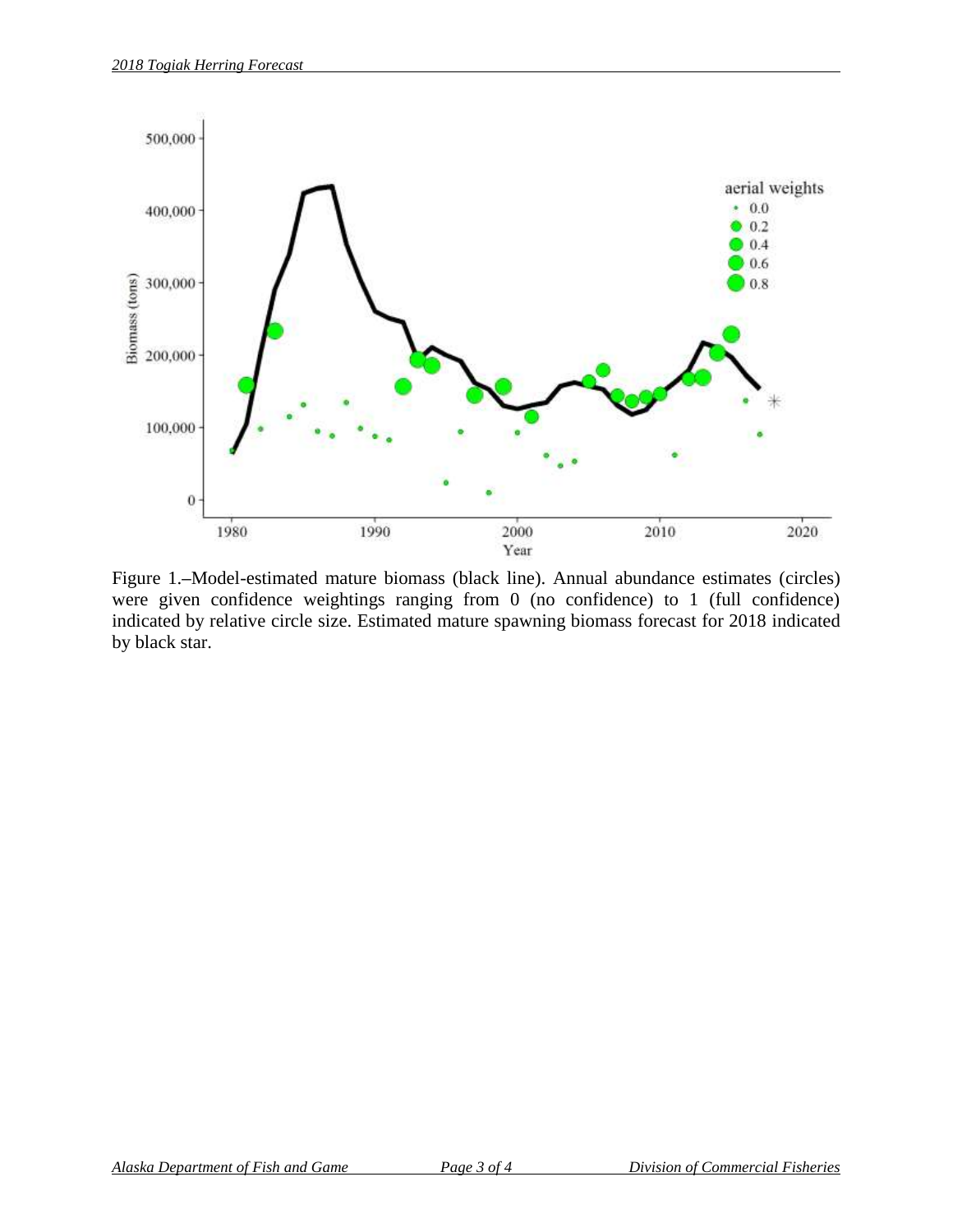Figure 1.–Model-estimated mature biomass (black line). Annual abundance estimates (circles) were given confidence weightings ranging from 0 (no confidence) to 1 (full confidence) indicated by relative circle size. Estimated mature spawning biomass forecast for 2018 indicated by black star.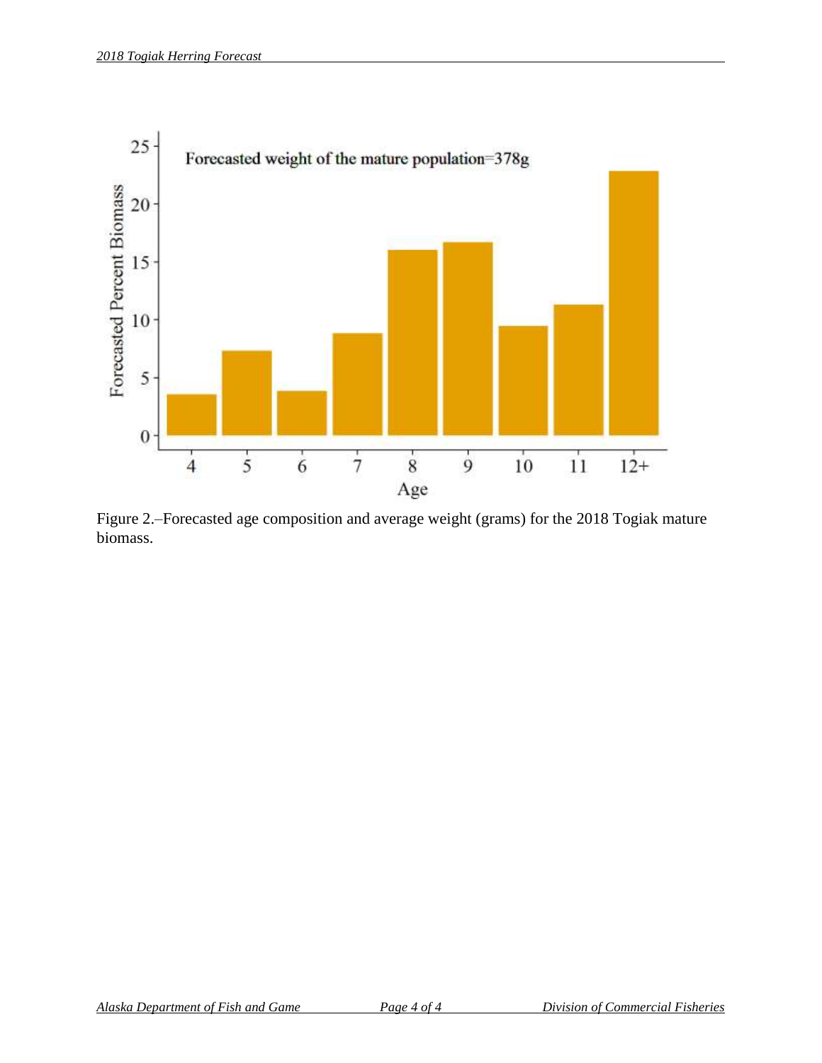Forecasted weight of the mature population=378g

Forecasted Percent Biomass

25
20
15
10
5
0

4
5
6
7
8
9
10
11
12+

Age

Figure 2.–Forecasted age composition and average weight (grams) for the 2018 Togiak mature biomass.